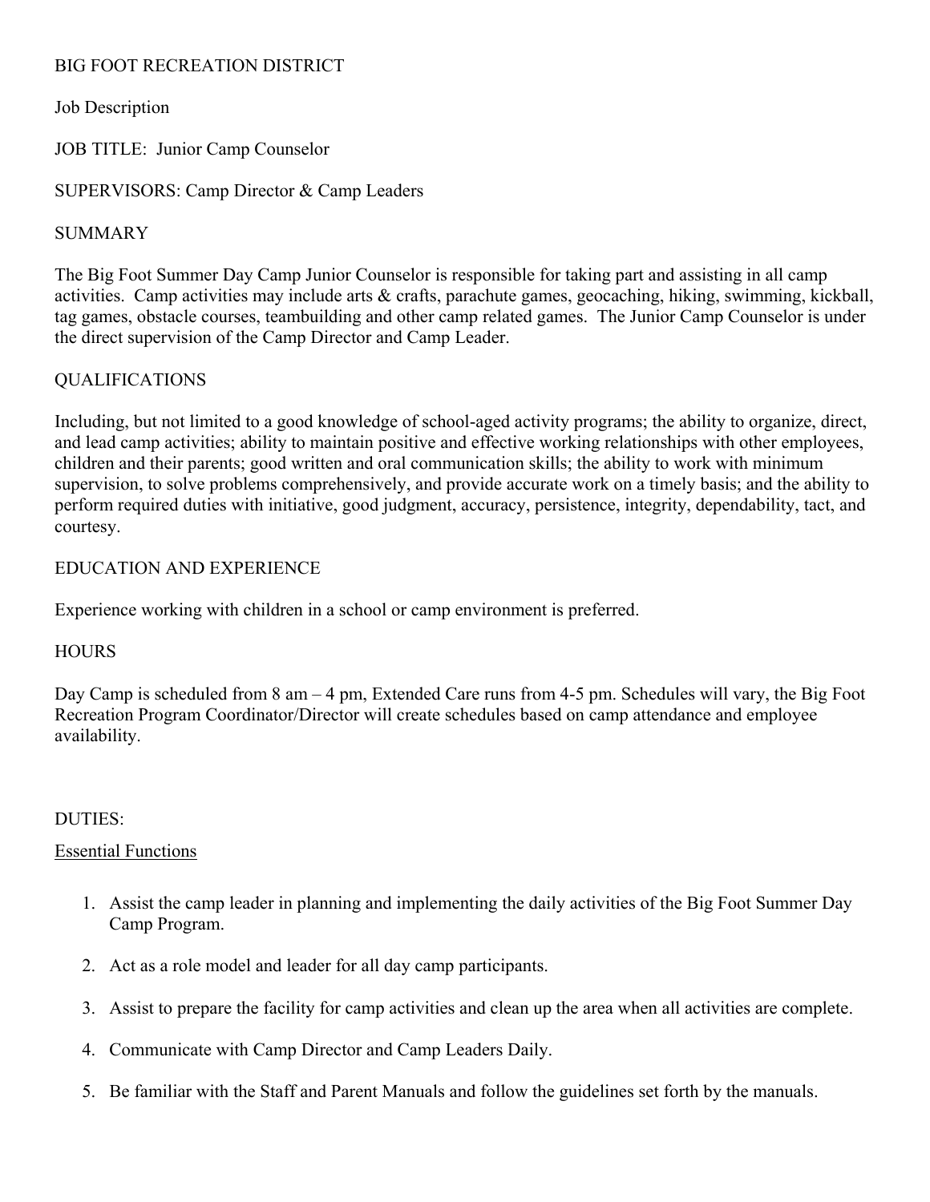# BIG FOOT RECREATION DISTRICT

Job Description

JOB TITLE: Junior Camp Counselor

SUPERVISORS: Camp Director & Camp Leaders

## SUMMARY

The Big Foot Summer Day Camp Junior Counselor is responsible for taking part and assisting in all camp activities. Camp activities may include arts & crafts, parachute games, geocaching, hiking, swimming, kickball, tag games, obstacle courses, teambuilding and other camp related games. The Junior Camp Counselor is under the direct supervision of the Camp Director and Camp Leader.

## QUALIFICATIONS

Including, but not limited to a good knowledge of school-aged activity programs; the ability to organize, direct, and lead camp activities; ability to maintain positive and effective working relationships with other employees, children and their parents; good written and oral communication skills; the ability to work with minimum supervision, to solve problems comprehensively, and provide accurate work on a timely basis; and the ability to perform required duties with initiative, good judgment, accuracy, persistence, integrity, dependability, tact, and courtesy.

## EDUCATION AND EXPERIENCE

Experience working with children in a school or camp environment is preferred.

## HOURS

Day Camp is scheduled from 8 am – 4 pm, Extended Care runs from 4-5 pm. Schedules will vary, the Big Foot Recreation Program Coordinator/Director will create schedules based on camp attendance and employee availability.

## DUTIES:

### Essential Functions

1. Assist the camp leader in planning and implementing the daily activities of the Big Foot Summer Day Camp Program.
2. Act as a role model and leader for all day camp participants.
3. Assist to prepare the facility for camp activities and clean up the area when all activities are complete.
4. Communicate with Camp Director and Camp Leaders Daily.
5. Be familiar with the Staff and Parent Manuals and follow the guidelines set forth by the manuals.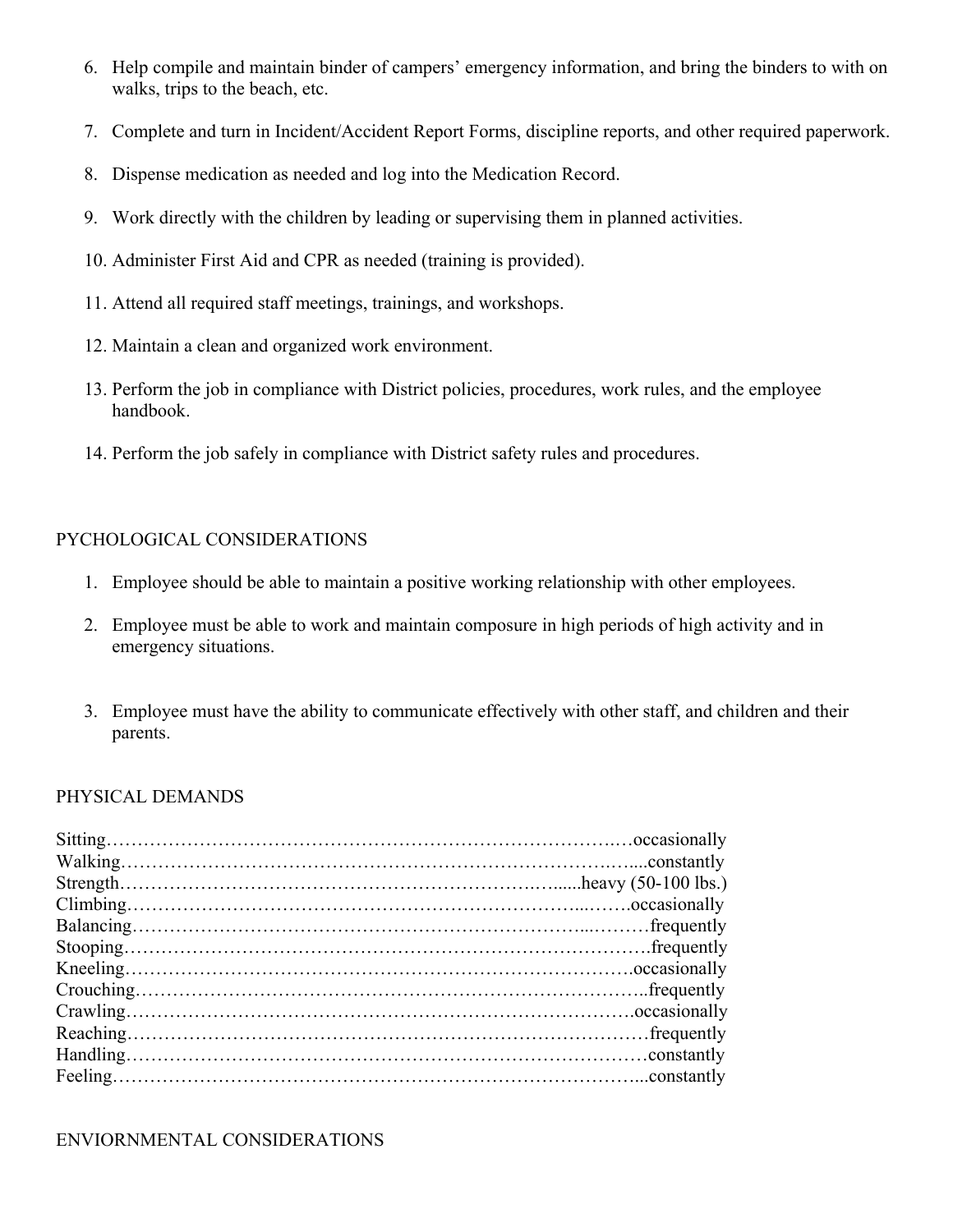6. Help compile and maintain binder of campers' emergency information, and bring the binders to with on walks, trips to the beach, etc.

7. Complete and turn in Incident/Accident Report Forms, discipline reports, and other required paperwork.

8. Dispense medication as needed and log into the Medication Record.

9. Work directly with the children by leading or supervising them in planned activities.

10. Administer First Aid and CPR as needed (training is provided).

11. Attend all required staff meetings, trainings, and workshops.

12. Maintain a clean and organized work environment.

13. Perform the job in compliance with District policies, procedures, work rules, and the employee handbook.

14. Perform the job safely in compliance with District safety rules and procedures.

## PYCHOLOGICAL CONSIDERATIONS

1. Employee should be able to maintain a positive working relationship with other employees.

2. Employee must be able to work and maintain composure in high periods of high activity and in emergency situations.

3. Employee must have the ability to communicate effectively with other staff, and children and their parents.

## PHYSICAL DEMANDS

Sitting……………………………………………………………………………occasionally
Walking…………………………………………………………………………constantly
Strength……………………………………………………………………heavy (50-100 lbs.)
Climbing…………………………………………………………………………occasionally
Balancing…………………………………………………………………………frequently
Stooping…………………………………………………………………………frequently
Kneeling…………………………………………………………………………occasionally
Crouching…………………………………………………………………………frequently
Crawling…………………………………………………………………………occasionally
Reaching…………………………………………………………………………frequently
Handling…………………………………………………………………………constantly
Feeling…………………………………………………………………………constantly

## ENVIORNMENTAL CONSIDERATIONS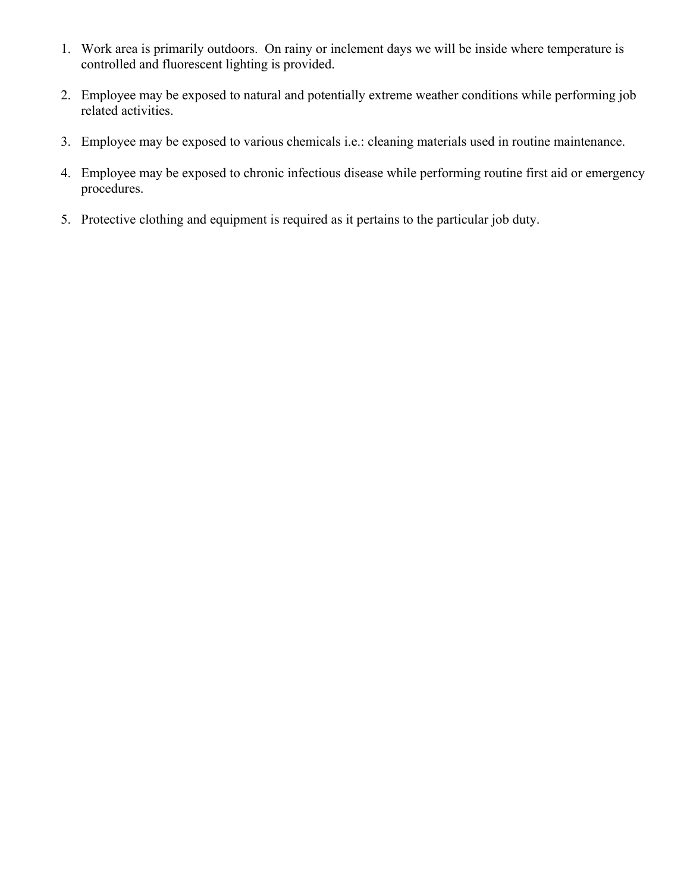1. Work area is primarily outdoors.  On rainy or inclement days we will be inside where temperature is controlled and fluorescent lighting is provided.

2. Employee may be exposed to natural and potentially extreme weather conditions while performing job related activities.

3. Employee may be exposed to various chemicals i.e.: cleaning materials used in routine maintenance.

4. Employee may be exposed to chronic infectious disease while performing routine first aid or emergency procedures.

5. Protective clothing and equipment is required as it pertains to the particular job duty.